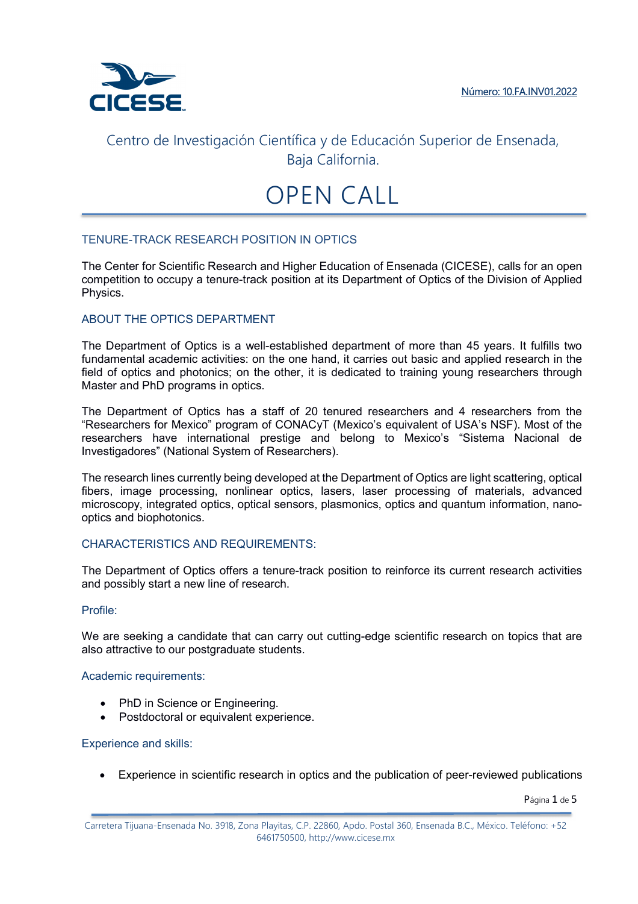Número: 10.FA.INV01.2022

Centro de Investigación Científica y de Educación Superior de Ensenada, Baja California.

# OPEN CALL

## TENURE-TRACK RESEARCH POSITION IN OPTICS

The Center for Scientific Research and Higher Education of Ensenada (CICESE), calls for an open competition to occupy a tenure-track position at its Department of Optics of the Division of Applied Physics.

## ABOUT THE OPTICS DEPARTMENT

The Department of Optics is a well-established department of more than 45 years. It fulfills two fundamental academic activities: on the one hand, it carries out basic and applied research in the field of optics and photonics; on the other, it is dedicated to training young researchers through Master and PhD programs in optics.

The Department of Optics has a staff of 20 tenured researchers and 4 researchers from the "Researchers for Mexico" program of CONACyT (Mexico's equivalent of USA's NSF). Most of the researchers have international prestige and belong to Mexico's "Sistema Nacional de Investigadores" (National System of Researchers).

The research lines currently being developed at the Department of Optics are light scattering, optical fibers, image processing, nonlinear optics, lasers, laser processing of materials, advanced microscopy, integrated optics, optical sensors, plasmonics, optics and quantum information, nano-optics and biophotonics.

## CHARACTERISTICS AND REQUIREMENTS:

The Department of Optics offers a tenure-track position to reinforce its current research activities and possibly start a new line of research.

### Profile:

We are seeking a candidate that can carry out cutting-edge scientific research on topics that are also attractive to our postgraduate students.

### Academic requirements:

- PhD in Science or Engineering.
- Postdoctoral or equivalent experience.

### Experience and skills:

- Experience in scientific research in optics and the publication of peer-reviewed publications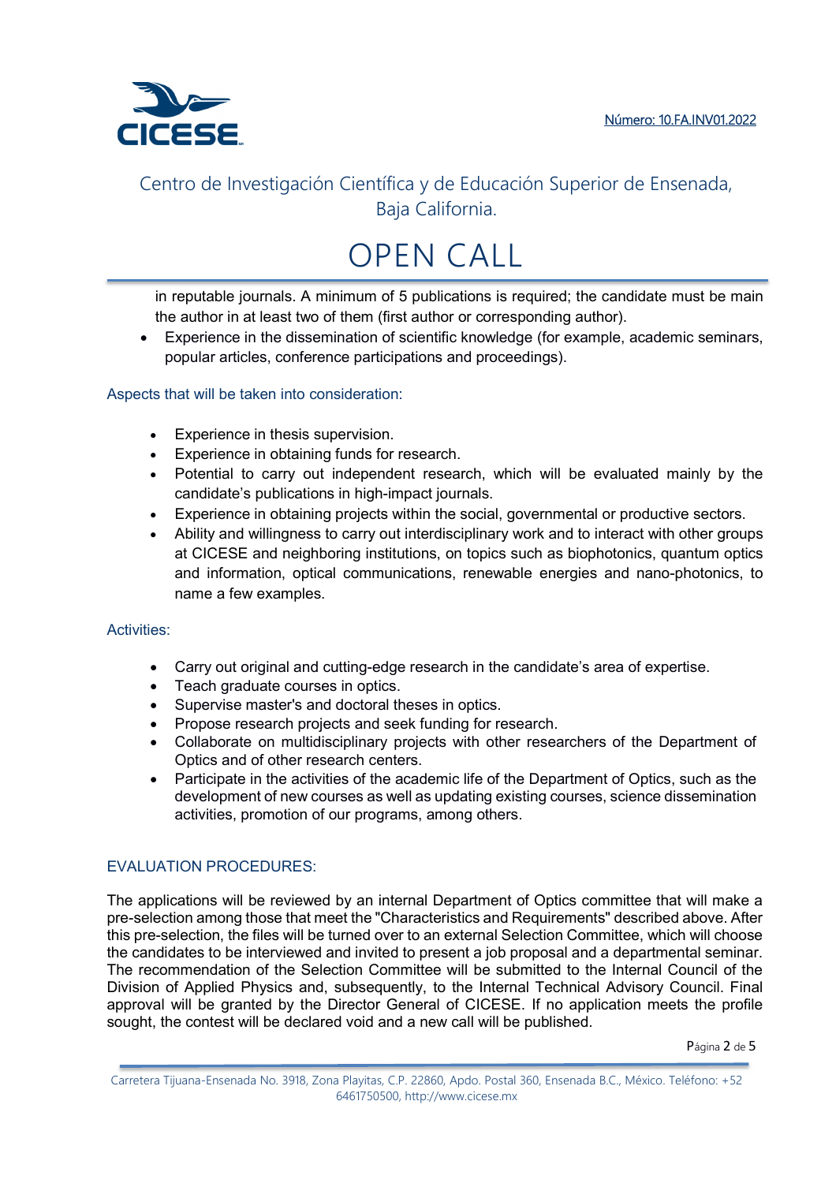in reputable journals. A minimum of 5 publications is required; the candidate must be main the author in at least two of them (first author or corresponding author).

- Experience in the dissemination of scientific knowledge (for example, academic seminars, popular articles, conference participations and proceedings).

### Aspects that will be taken into consideration:

- Experience in thesis supervision.
- Experience in obtaining funds for research.
- Potential to carry out independent research, which will be evaluated mainly by the candidate's publications in high-impact journals.
- Experience in obtaining projects within the social, governmental or productive sectors.
- Ability and willingness to carry out interdisciplinary work and to interact with other groups at CICESE and neighboring institutions, on topics such as biophotonics, quantum optics and information, optical communications, renewable energies and nano-photonics, to name a few examples.

### Activities:

- Carry out original and cutting-edge research in the candidate's area of expertise.
- Teach graduate courses in optics.
- Supervise master's and doctoral theses in optics.
- Propose research projects and seek funding for research.
- Collaborate on multidisciplinary projects with other researchers of the Department of Optics and of other research centers.
- Participate in the activities of the academic life of the Department of Optics, such as the development of new courses as well as updating existing courses, science dissemination activities, promotion of our programs, among others.

## EVALUATION PROCEDURES:

The applications will be reviewed by an internal Department of Optics committee that will make a pre-selection among those that meet the "Characteristics and Requirements" described above. After this pre-selection, the files will be turned over to an external Selection Committee, which will choose the candidates to be interviewed and invited to present a job proposal and a departmental seminar. The recommendation of the Selection Committee will be submitted to the Internal Council of the Division of Applied Physics and, subsequently, to the Internal Technical Advisory Council. Final approval will be granted by the Director General of CICESE. If no application meets the profile sought, the contest will be declared void and a new call will be published.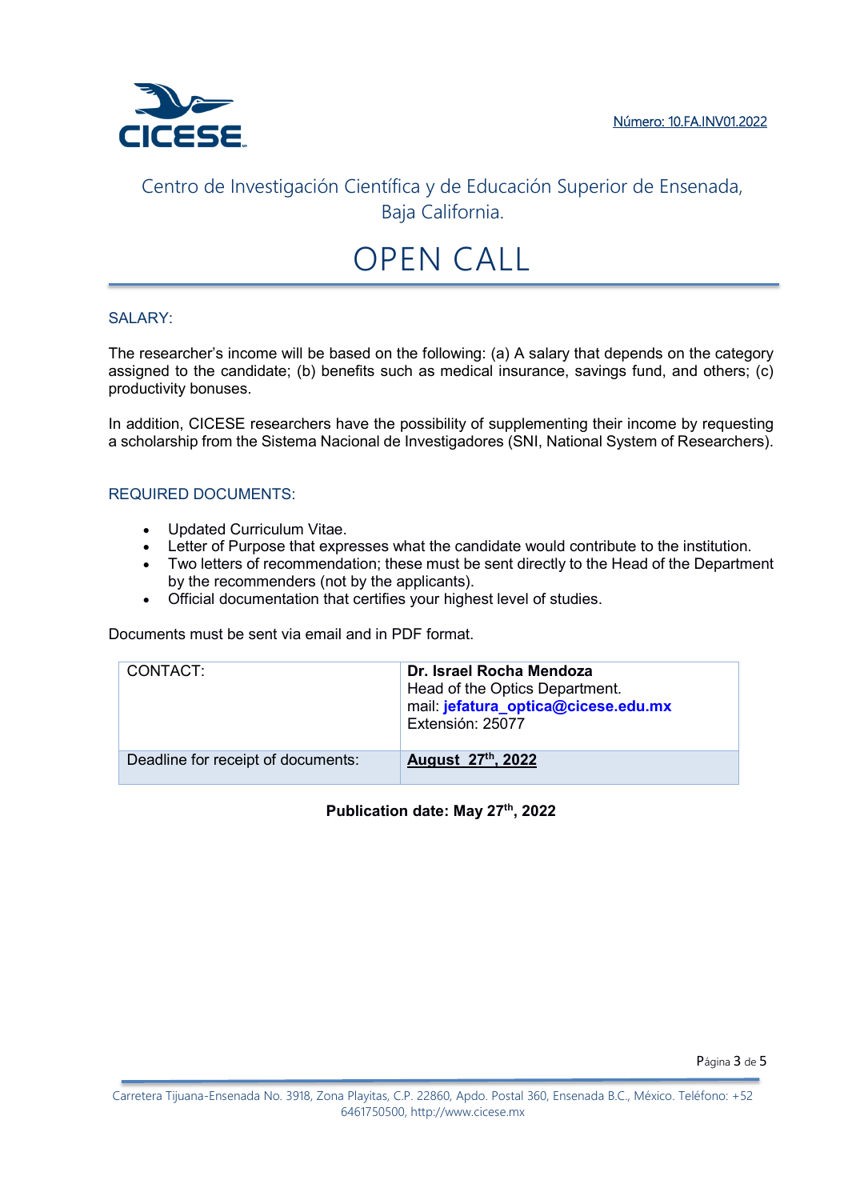Número: 10.FA.INV01.2022

Centro de Investigación Científica y de Educación Superior de Ensenada, Baja California.

# OPEN CALL

## SALARY:

The researcher's income will be based on the following: (a) A salary that depends on the category assigned to the candidate; (b) benefits such as medical insurance, savings fund, and others; (c) productivity bonuses.

In addition, CICESE researchers have the possibility of supplementing their income by requesting a scholarship from the Sistema Nacional de Investigadores (SNI, National System of Researchers).

## REQUIRED DOCUMENTS:

- Updated Curriculum Vitae.
- Letter of Purpose that expresses what the candidate would contribute to the institution.
- Two letters of recommendation; these must be sent directly to the Head of the Department by the recommenders (not by the applicants).
- Official documentation that certifies your highest level of studies.

Documents must be sent via email and in PDF format.

| | |
|---|---|
| CONTACT: | **Dr. Israel Rocha Mendoza**<br>Head of the Optics Department.<br>mail: **jefatura_optica@cicese.edu.mx**<br>Extensión: 25077 |
| Deadline for receipt of documents: | **August 27th, 2022** |

**Publication date: May 27th, 2022**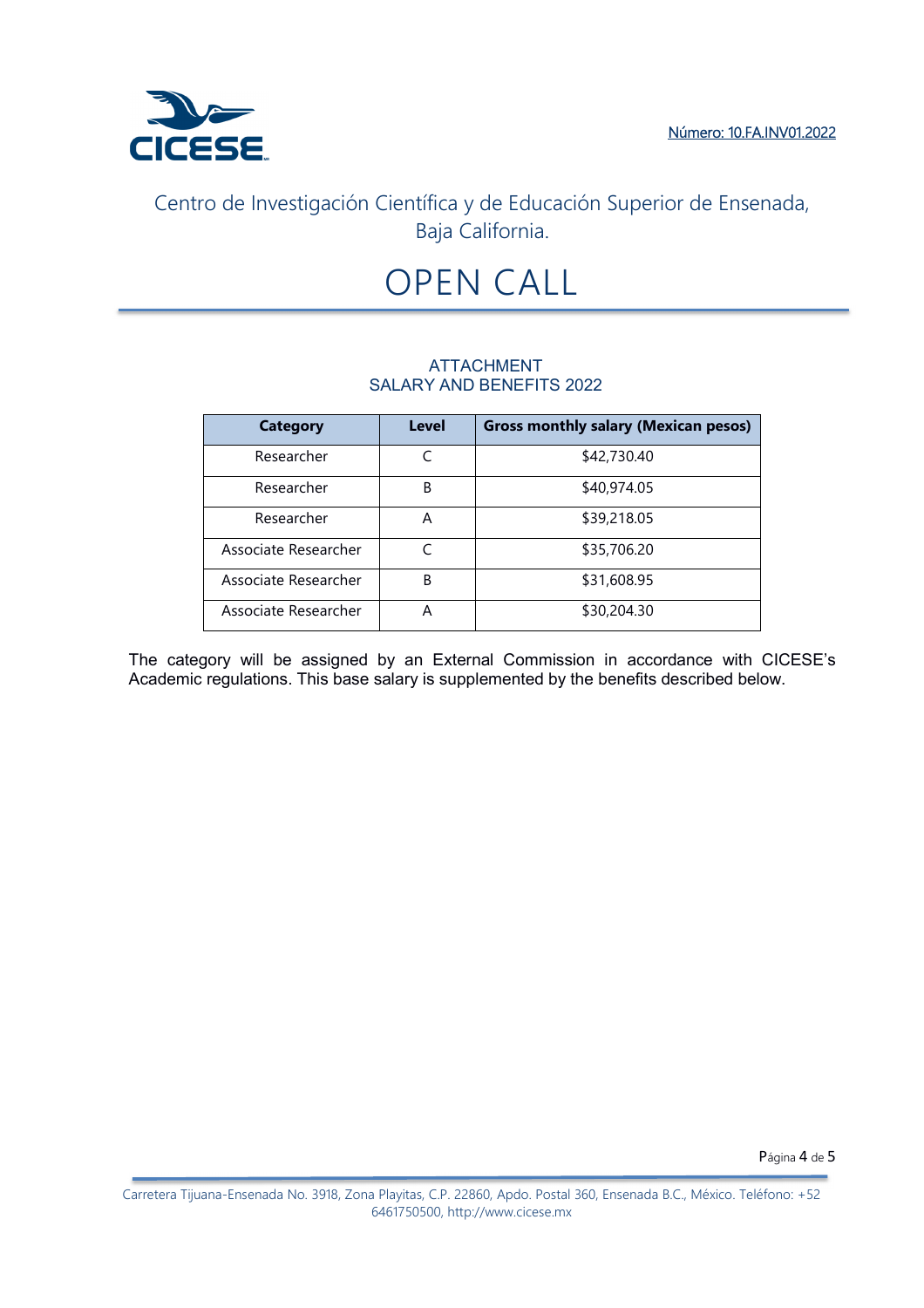Número: 10.FA.INV01.2022

Centro de Investigación Científica y de Educación Superior de Ensenada, Baja California.

# OPEN CALL

## ATTACHMENT
## SALARY AND BENEFITS 2022

| Category | Level | Gross monthly salary (Mexican pesos) |
|---|---|---|
| Researcher | C | $42,730.40 |
| Researcher | B | $40,974.05 |
| Researcher | A | $39,218.05 |
| Associate Researcher | C | $35,706.20 |
| Associate Researcher | B | $31,608.95 |
| Associate Researcher | A | $30,204.30 |

The category will be assigned by an External Commission in accordance with CICESE's Academic regulations. This base salary is supplemented by the benefits described below.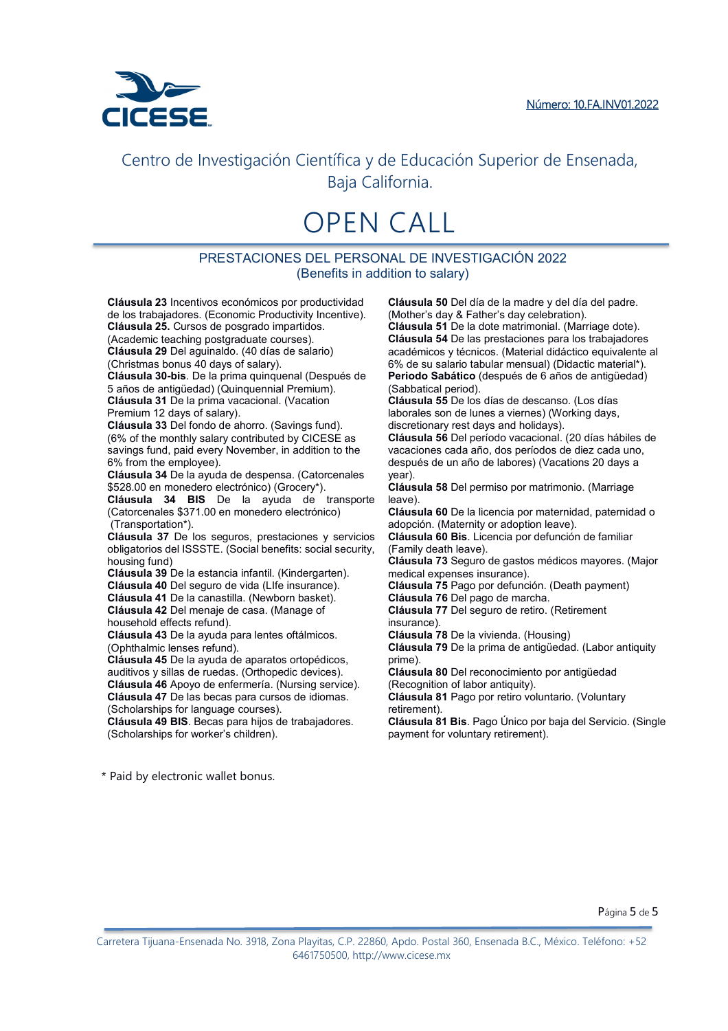Número: 10.FA.INV01.2022

Centro de Investigación Científica y de Educación Superior de Ensenada, Baja California.

# OPEN CALL

## PRESTACIONES DEL PERSONAL DE INVESTIGACIÓN 2022
(Benefits in addition to salary)

**Cláusula 23** Incentivos económicos por productividad de los trabajadores. (Economic Productivity Incentive).
**Cláusula 25.** Cursos de posgrado impartidos. (Academic teaching postgraduate courses).
**Cláusula 29** Del aguinaldo. (40 días de salario) (Christmas bonus 40 days of salary).
**Cláusula 30-bis**. De la prima quinquenal (Después de 5 años de antigüedad) (Quinquennial Premium).
**Cláusula 31** De la prima vacacional. (Vacation Premium 12 days of salary).
**Cláusula 33** Del fondo de ahorro. (Savings fund). (6% of the monthly salary contributed by CICESE as savings fund, paid every November, in addition to the 6% from the employee).
**Cláusula 34** De la ayuda de despensa. (Catorcenales $528.00 en monedero electrónico) (Grocery*).
**Cláusula 34 BIS** De la ayuda de transporte (Catorcenales $371.00 en monedero electrónico) (Transportation*).
**Cláusula 37** De los seguros, prestaciones y servicios obligatorios del ISSSTE. (Social benefits: social security, housing fund)
**Cláusula 39** De la estancia infantil. (Kindergarten).
**Cláusula 40** Del seguro de vida (LIfe insurance).
**Cláusula 41** De la canastilla. (Newborn basket).
**Cláusula 42** Del menaje de casa. (Manage of household effects refund).
**Cláusula 43** De la ayuda para lentes oftálmicos. (Ophthalmic lenses refund).
**Cláusula 45** De la ayuda de aparatos ortopédicos, auditivos y sillas de ruedas. (Orthopedic devices).
**Cláusula 46** Apoyo de enfermería. (Nursing service).
**Cláusula 47** De las becas para cursos de idiomas. (Scholarships for language courses).
**Cláusula 49 BIS**. Becas para hijos de trabajadores. (Scholarships for worker's children).
**Cláusula 50** Del día de la madre y del día del padre. (Mother's day & Father's day celebration).
**Cláusula 51** De la dote matrimonial. (Marriage dote).
**Cláusula 54** De las prestaciones para los trabajadores académicos y técnicos. (Material didáctico equivalente al 6% de su salario tabular mensual) (Didactic material*).
**Periodo Sabático** (después de 6 años de antigüedad) (Sabbatical period).
**Cláusula 55** De los días de descanso. (Los días laborales son de lunes a viernes) (Working days, discretionary rest days and holidays).
**Cláusula 56** Del período vacacional. (20 días hábiles de vacaciones cada año, dos períodos de diez cada uno, después de un año de labores) (Vacations 20 days a year).
**Cláusula 58** Del permiso por matrimonio. (Marriage leave).
**Cláusula 60** De la licencia por maternidad, paternidad o adopción. (Maternity or adoption leave).
**Cláusula 60 Bis**. Licencia por defunción de familiar (Family death leave).
**Cláusula 73** Seguro de gastos médicos mayores. (Major medical expenses insurance).
**Cláusula 75** Pago por defunción. (Death payment)
**Cláusula 76** Del pago de marcha.
**Cláusula 77** Del seguro de retiro. (Retirement insurance).
**Cláusula 78** De la vivienda. (Housing)
**Cláusula 79** De la prima de antigüedad. (Labor antiquity prime).
**Cláusula 80** Del reconocimiento por antigüedad (Recognition of labor antiquity).
**Cláusula 81** Pago por retiro voluntario. (Voluntary retirement).
**Cláusula 81 Bis**. Pago Único por baja del Servicio. (Single payment for voluntary retirement).

* Paid by electronic wallet bonus.

Carretera Tijuana-Ensenada No. 3918, Zona Playitas, C.P. 22860, Apdo. Postal 360, Ensenada B.C., México. Teléfono: +52 6461750500, http://www.cicese.mx